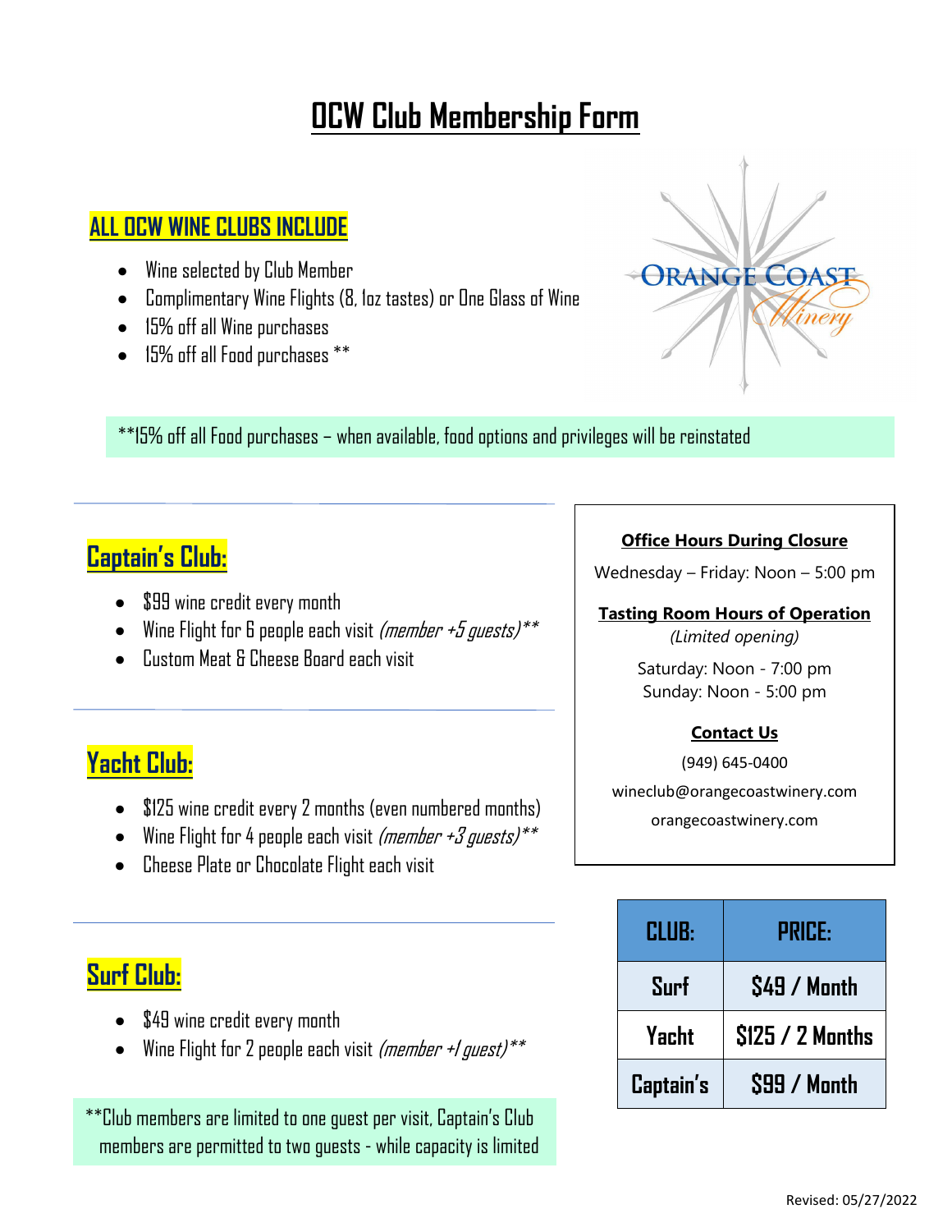# OCW Club Membership Form

## ALL OCW WINE CLUBS INCLUDE

- Wine selected by Club Member
- Complimentary Wine Flights (8, 1oz tastes) or One Glass of Wine
- 15% off all Wine purchases
- 15% off all Food purchases **

**15% off all Food purchases – when available, food options and privileges will be reinstated

## Captain's Club:

- $99 wine credit every month
- Wine Flight for 6 people each visit *(member +5 guests)***
- Custom Meat & Cheese Board each visit

## Yacht Club:

- $125 wine credit every 2 months (even numbered months)
- Wine Flight for 4 people each visit *(member +3 guests)***
- Cheese Plate or Chocolate Flight each visit

## Surf Club:

- $49 wine credit every month
- Wine Flight for 2 people each visit *(member +1 guest)***

**Club members are limited to one guest per visit, Captain's Club members are permitted to two guests - while capacity is limited

**Office Hours During Closure**

Wednesday – Friday: Noon – 5:00 pm

**Tasting Room Hours of Operation**

*(Limited opening)*

Saturday: Noon - 7:00 pm
Sunday: Noon - 5:00 pm

**Contact Us**

(949) 645-0400

wineclub@orangecoastwinery.com

orangecoastwinery.com

| CLUB: | PRICE: |
|---|---|
| Surf | $49 / Month |
| Yacht | $125 / 2 Months |
| Captain's | $99 / Month |

Revised: 05/27/2022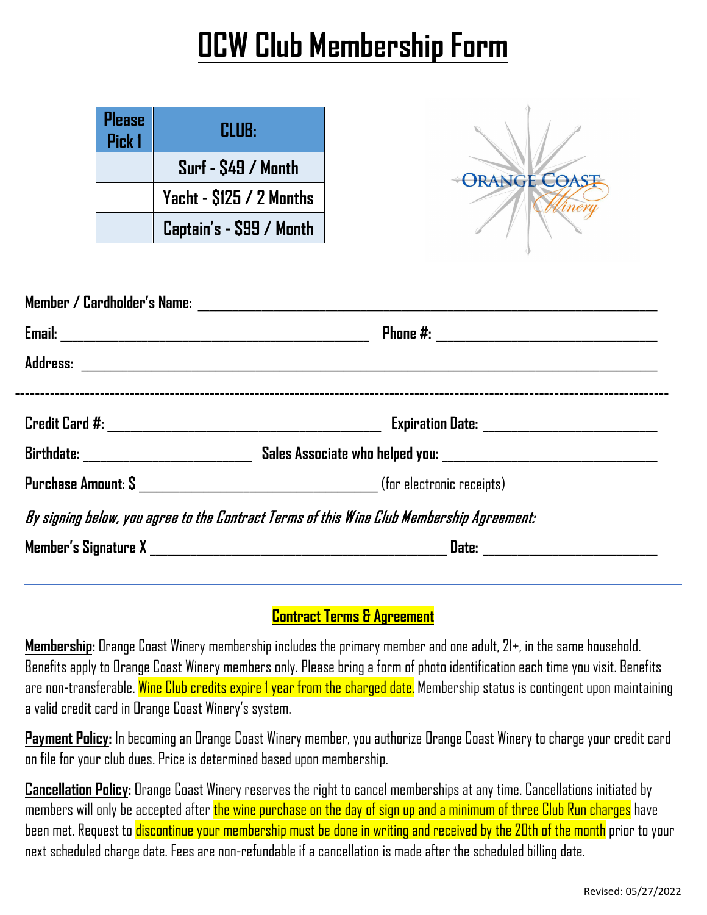# OCW Club Membership Form

| Please Pick 1 | CLUB: |
|---|---|
| | Surf - $49 / Month |
| | Yacht - $125 / 2 Months |
| | Captain's - $99 / Month |

Member / Cardholder's Name: ______________________________________________

Email: ______________________________ Phone #: ____________________

Address: ______________________________________________________

---

Credit Card #: ___________________________ Expiration Date: ________________

Birthdate: ________________ Sales Associate who helped you: ____________________

Purchase Amount: $ _______________________ (for electronic receipts)

*By signing below, you agree to the Contract Terms of this Wine Club Membership Agreement:*

Member's Signature X ______________________________ Date: ________________

---

## Contract Terms & Agreement

**Membership:** Orange Coast Winery membership includes the primary member and one adult, 21+, in the same household. Benefits apply to Orange Coast Winery members only. Please bring a form of photo identification each time you visit. Benefits are non-transferable. Wine Club credits expire 1 year from the charged date. Membership status is contingent upon maintaining a valid credit card in Orange Coast Winery's system.

**Payment Policy:** In becoming an Orange Coast Winery member, you authorize Orange Coast Winery to charge your credit card on file for your club dues. Price is determined based upon membership.

**Cancellation Policy:** Orange Coast Winery reserves the right to cancel memberships at any time. Cancellations initiated by members will only be accepted after the wine purchase on the day of sign up and a minimum of three Club Run charges have been met. Request to discontinue your membership must be done in writing and received by the 20th of the month prior to your next scheduled charge date. Fees are non-refundable if a cancellation is made after the scheduled billing date.

Revised: 05/27/2022